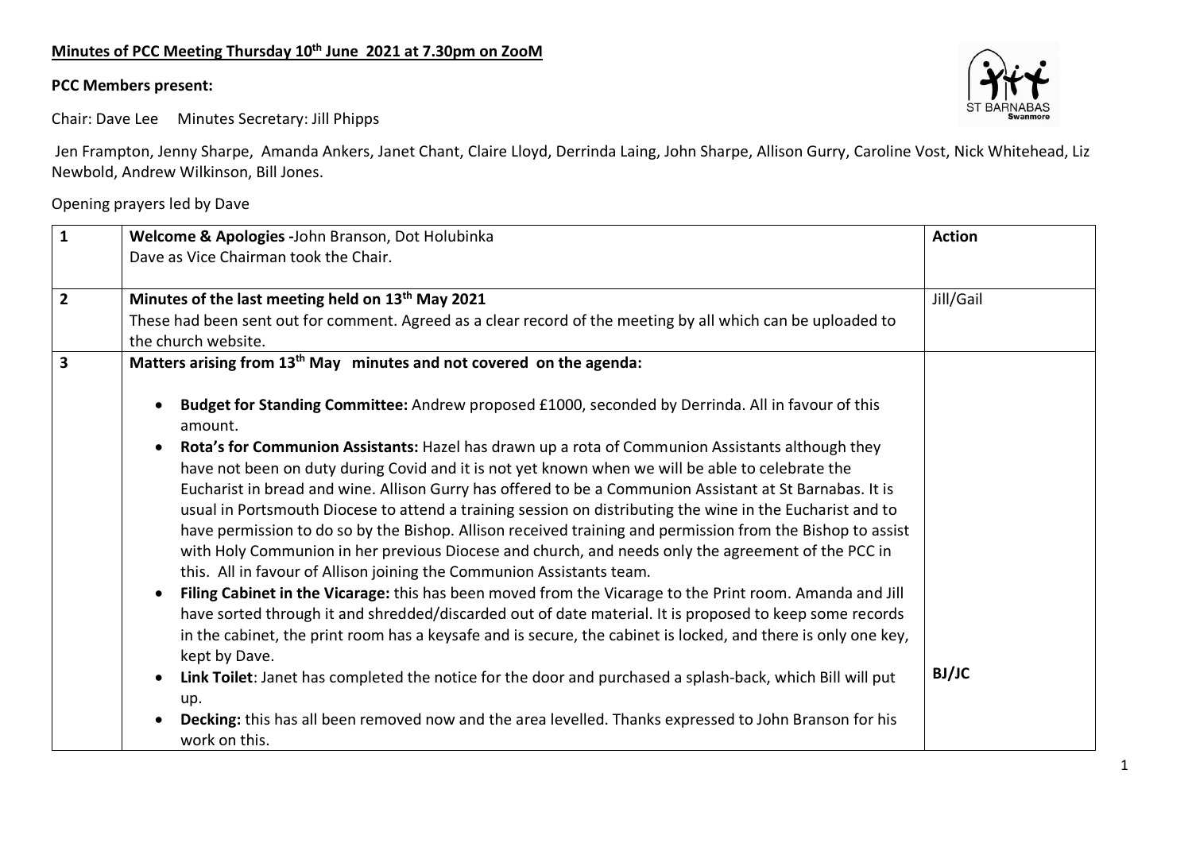**Minutes of PCC Meeting Thursday 10th June 2021 at 7.30pm on ZooM**

**PCC Members present:**

Chair: Dave Lee Minutes Secretary: Jill Phipps

Jen Frampton, Jenny Sharpe, Amanda Ankers, Janet Chant, Claire Lloyd, Derrinda Laing, John Sharpe, Allison Gurry, Caroline Vost, Nick Whitehead, Liz Newbold, Andrew Wilkinson, Bill Jones.

Opening prayers led by Dave

| | | **Action** |
|---|---|---|
| **1** | **Welcome & Apologies -** John Branson, Dot Holubinka<br>Dave as Vice Chairman took the Chair. | |
| **2** | **Minutes of the last meeting held on 13th May 2021**<br>These had been sent out for comment. Agreed as a clear record of the meeting by all which can be uploaded to the church website. | Jill/Gail |
| **3** | **Matters arising from 13th May minutes and not covered on the agenda:**<br>• **Budget for Standing Committee:** Andrew proposed £1000, seconded by Derrinda. All in favour of this amount.<br>• **Rota's for Communion Assistants:** Hazel has drawn up a rota of Communion Assistants although they have not been on duty during Covid and it is not yet known when we will be able to celebrate the Eucharist in bread and wine. Allison Gurry has offered to be a Communion Assistant at St Barnabas. It is usual in Portsmouth Diocese to attend a training session on distributing the wine in the Eucharist and to have permission to do so by the Bishop. Allison received training and permission from the Bishop to assist with Holy Communion in her previous Diocese and church, and needs only the agreement of the PCC in this. All in favour of Allison joining the Communion Assistants team.<br>• **Filing Cabinet in the Vicarage:** this has been moved from the Vicarage to the Print room. Amanda and Jill have sorted through it and shredded/discarded out of date material. It is proposed to keep some records in the cabinet, the print room has a keysafe and is secure, the cabinet is locked, and there is only one key, kept by Dave.<br>• **Link Toilet**: Janet has completed the notice for the door and purchased a splash-back, which Bill will put up.<br>• **Decking:** this has all been removed now and the area levelled. Thanks expressed to John Branson for his work on this. | **BJ/JC** |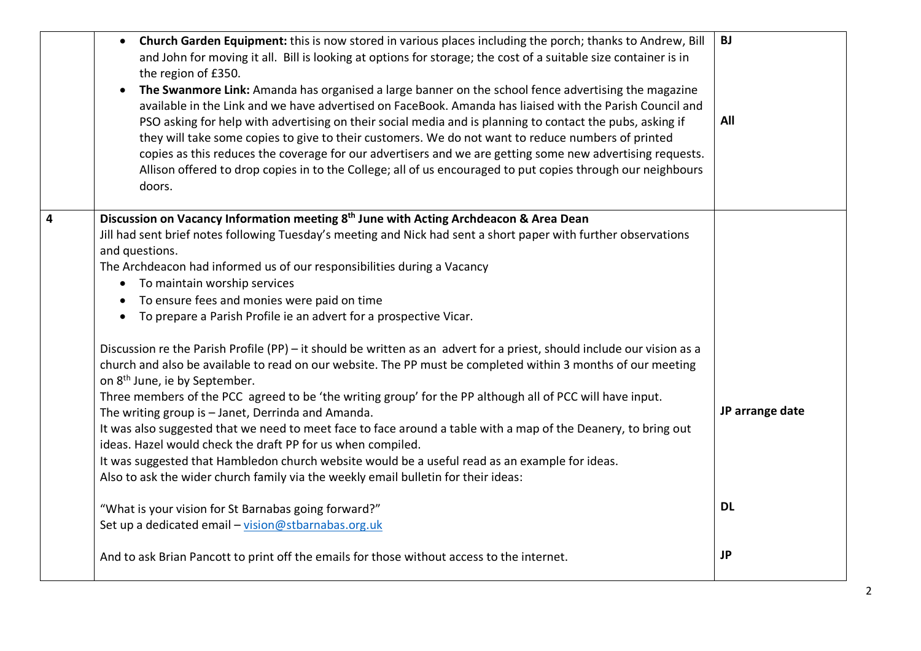| | | |
|---|---|---|
| | • **Church Garden Equipment:** this is now stored in various places including the porch; thanks to Andrew, Bill and John for moving it all. Bill is looking at options for storage; the cost of a suitable size container is in the region of £350.<br>• **The Swanmore Link:** Amanda has organised a large banner on the school fence advertising the magazine available in the Link and we have advertised on FaceBook. Amanda has liaised with the Parish Council and PSO asking for help with advertising on their social media and is planning to contact the pubs, asking if they will take some copies to give to their customers. We do not want to reduce numbers of printed copies as this reduces the coverage for our advertisers and we are getting some new advertising requests. Allison offered to drop copies in to the College; all of us encouraged to put copies through our neighbours doors. | **BJ**<br><br><br>**All** |
| **4** | **Discussion on Vacancy Information meeting 8th June with Acting Archdeacon & Area Dean**<br>Jill had sent brief notes following Tuesday's meeting and Nick had sent a short paper with further observations and questions.<br>The Archdeacon had informed us of our responsibilities during a Vacancy<br>• To maintain worship services<br>• To ensure fees and monies were paid on time<br>• To prepare a Parish Profile ie an advert for a prospective Vicar.<br><br>Discussion re the Parish Profile (PP) – it should be written as an advert for a priest, should include our vision as a church and also be available to read on our website. The PP must be completed within 3 months of our meeting on 8th June, ie by September.<br>Three members of the PCC agreed to be 'the writing group' for the PP although all of PCC will have input.<br>The writing group is – Janet, Derrinda and Amanda.<br>It was also suggested that we need to meet face to face around a table with a map of the Deanery, to bring out ideas. Hazel would check the draft PP for us when compiled.<br>It was suggested that Hambledon church website would be a useful read as an example for ideas.<br>Also to ask the wider church family via the weekly email bulletin for their ideas:<br><br>"What is your vision for St Barnabas going forward?"<br>Set up a dedicated email – vision@stbarnabas.org.uk<br><br>And to ask Brian Pancott to print off the emails for those without access to the internet. | <br><br><br><br><br><br><br><br><br><br>**JP arrange date**<br><br><br><br><br>**DL**<br><br>**JP** |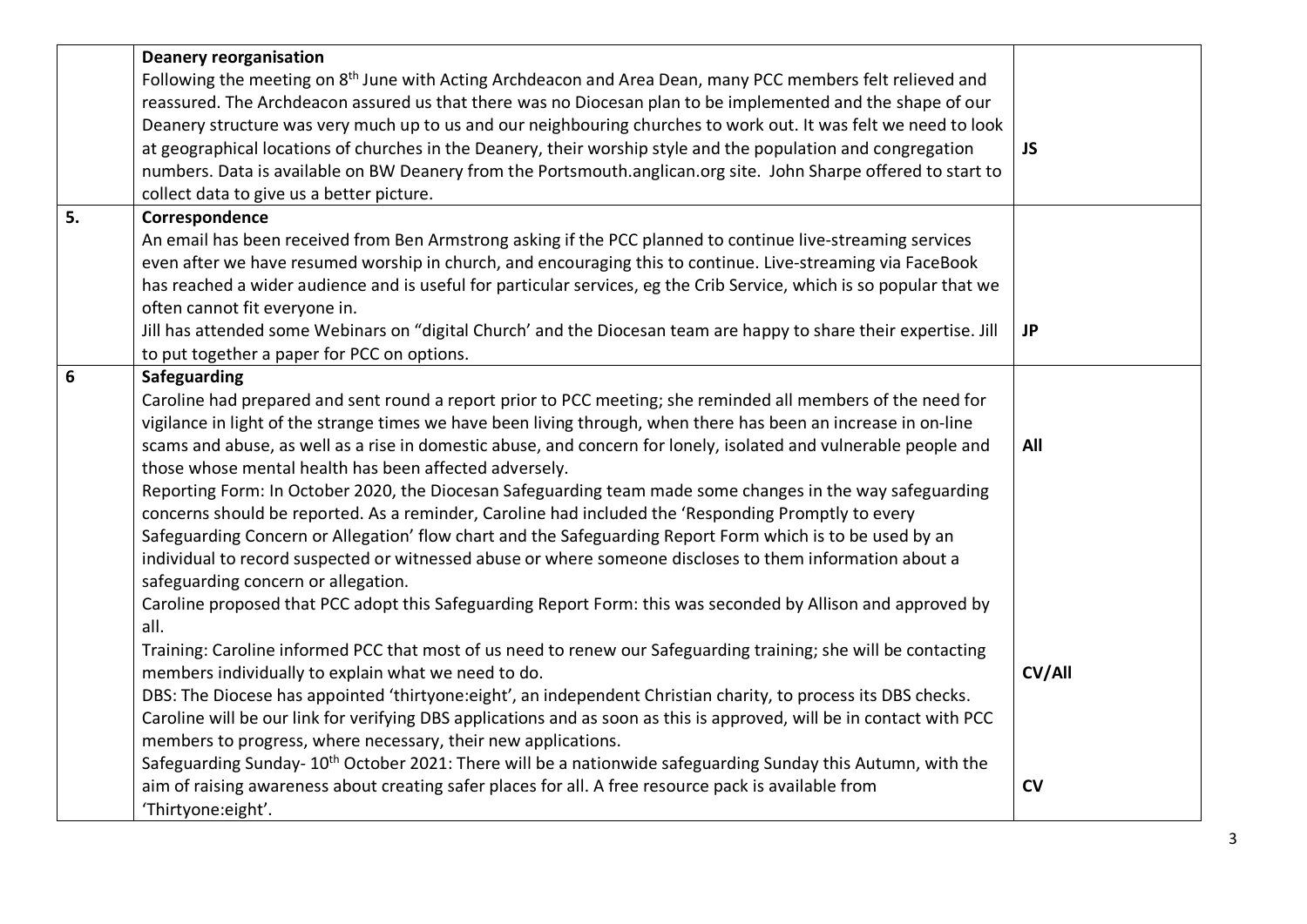| | | |
|---|---|---|
| | **Deanery reorganisation**<br>Following the meeting on 8th June with Acting Archdeacon and Area Dean, many PCC members felt relieved and reassured. The Archdeacon assured us that there was no Diocesan plan to be implemented and the shape of our Deanery structure was very much up to us and our neighbouring churches to work out. It was felt we need to look at geographical locations of churches in the Deanery, their worship style and the population and congregation numbers. Data is available on BW Deanery from the Portsmouth.anglican.org site. John Sharpe offered to start to collect data to give us a better picture. | **JS** |
| **5.** | **Correspondence**<br>An email has been received from Ben Armstrong asking if the PCC planned to continue live-streaming services even after we have resumed worship in church, and encouraging this to continue. Live-streaming via FaceBook has reached a wider audience and is useful for particular services, eg the Crib Service, which is so popular that we often cannot fit everyone in.<br>Jill has attended some Webinars on "digital Church' and the Diocesan team are happy to share their expertise. Jill to put together a paper for PCC on options. | **JP** |
| **6** | **Safeguarding**<br>Caroline had prepared and sent round a report prior to PCC meeting; she reminded all members of the need for vigilance in light of the strange times we have been living through, when there has been an increase in on-line scams and abuse, as well as a rise in domestic abuse, and concern for lonely, isolated and vulnerable people and those whose mental health has been affected adversely.<br>Reporting Form: In October 2020, the Diocesan Safeguarding team made some changes in the way safeguarding concerns should be reported. As a reminder, Caroline had included the 'Responding Promptly to every Safeguarding Concern or Allegation' flow chart and the Safeguarding Report Form which is to be used by an individual to record suspected or witnessed abuse or where someone discloses to them information about a safeguarding concern or allegation.<br>Caroline proposed that PCC adopt this Safeguarding Report Form: this was seconded by Allison and approved by all.<br>Training: Caroline informed PCC that most of us need to renew our Safeguarding training; she will be contacting members individually to explain what we need to do.<br>DBS: The Diocese has appointed 'thirtyone:eight', an independent Christian charity, to process its DBS checks. Caroline will be our link for verifying DBS applications and as soon as this is approved, will be in contact with PCC members to progress, where necessary, their new applications.<br>Safeguarding Sunday- 10th October 2021: There will be a nationwide safeguarding Sunday this Autumn, with the aim of raising awareness about creating safer places for all. A free resource pack is available from 'Thirtyone:eight'. | **All**<br><br>**CV/All**<br><br>**CV** |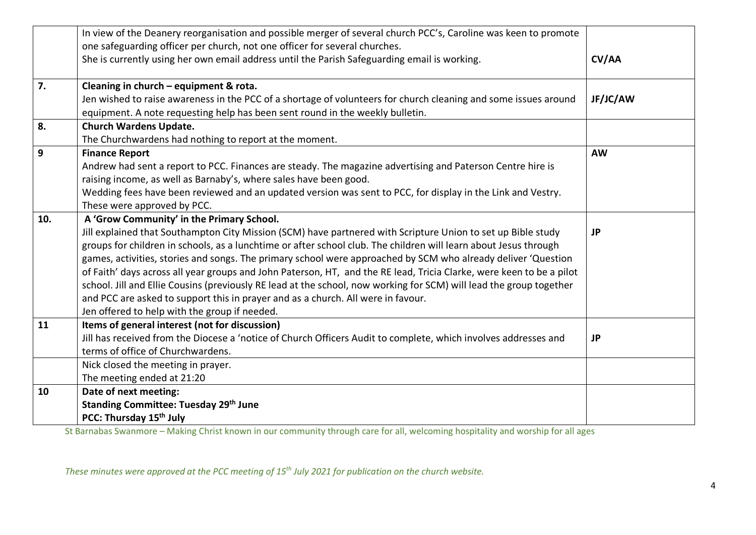| | | |
|---|---|---|
| | In view of the Deanery reorganisation and possible merger of several church PCC's, Caroline was keen to promote one safeguarding officer per church, not one officer for several churches.<br>She is currently using her own email address until the Parish Safeguarding email is working. | CV/AA |
| 7. | **Cleaning in church – equipment & rota.**<br>Jen wished to raise awareness in the PCC of a shortage of volunteers for church cleaning and some issues around equipment. A note requesting help has been sent round in the weekly bulletin. | JF/JC/AW |
| 8. | **Church Wardens Update.**<br>The Churchwardens had nothing to report at the moment. | |
| 9 | **Finance Report**<br>Andrew had sent a report to PCC. Finances are steady. The magazine advertising and Paterson Centre hire is raising income, as well as Barnaby's, where sales have been good.<br>Wedding fees have been reviewed and an updated version was sent to PCC, for display in the Link and Vestry. These were approved by PCC. | AW |
| 10. | **A 'Grow Community' in the Primary School.**<br>Jill explained that Southampton City Mission (SCM) have partnered with Scripture Union to set up Bible study groups for children in schools, as a lunchtime or after school club. The children will learn about Jesus through games, activities, stories and songs. The primary school were approached by SCM who already deliver 'Question of Faith' days across all year groups and John Paterson, HT, and the RE lead, Tricia Clarke, were keen to be a pilot school. Jill and Ellie Cousins (previously RE lead at the school, now working for SCM) will lead the group together and PCC are asked to support this in prayer and as a church. All were in favour.<br>Jen offered to help with the group if needed. | JP |
| 11 | **Items of general interest (not for discussion)**<br>Jill has received from the Diocese a 'notice of Church Officers Audit to complete, which involves addresses and terms of office of Churchwardens. | JP |
| | Nick closed the meeting in prayer.<br>The meeting ended at 21:20 | |
| 10 | **Date of next meeting:**<br>**Standing Committee: Tuesday 29th June**<br>**PCC: Thursday 15th July** | |

St Barnabas Swanmore – Making Christ known in our community through care for all, welcoming hospitality and worship for all ages

*These minutes were approved at the PCC meeting of 15th July 2021 for publication on the church website.*